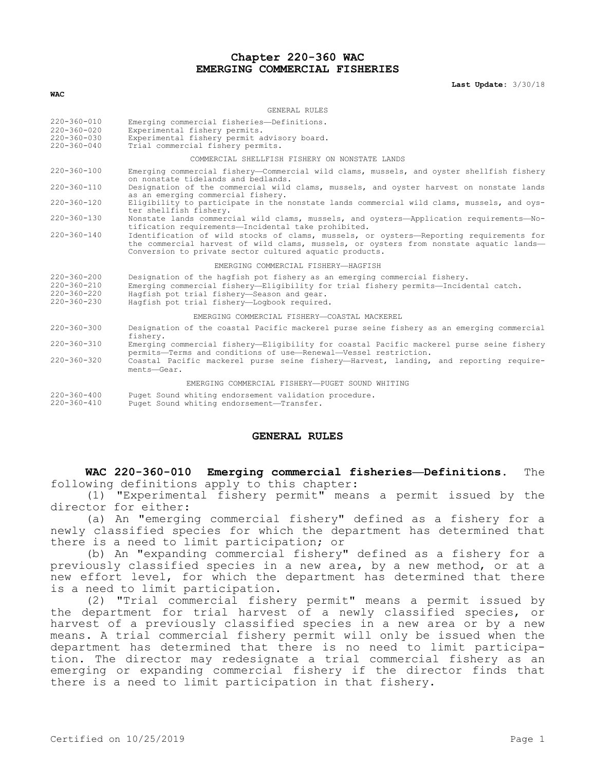# Chapter 220-360 WAC
# EMERGING COMMERCIAL FISHERIES

**Last Update:** 3/30/18

**WAC**

GENERAL RULES

| | |
|---|---|
| 220-360-010 | Emerging commercial fisheries—Definitions. |
| 220-360-020 | Experimental fishery permits. |
| 220-360-030 | Experimental fishery permit advisory board. |
| 220-360-040 | Trial commercial fishery permits. |

COMMERCIAL SHELLFISH FISHERY ON NONSTATE LANDS

| | |
|---|---|
| 220-360-100 | Emerging commercial fishery—Commercial wild clams, mussels, and oyster shellfish fishery on nonstate tidelands and bedlands. |
| 220-360-110 | Designation of the commercial wild clams, mussels, and oyster harvest on nonstate lands as an emerging commercial fishery. |
| 220-360-120 | Eligibility to participate in the nonstate lands commercial wild clams, mussels, and oyster shellfish fishery. |
| 220-360-130 | Nonstate lands commercial wild clams, mussels, and oysters—Application requirements—Notification requirements—Incidental take prohibited. |
| 220-360-140 | Identification of wild stocks of clams, mussels, or oysters—Reporting requirements for the commercial harvest of wild clams, mussels, or oysters from nonstate aquatic lands—Conversion to private sector cultured aquatic products. |

EMERGING COMMERCIAL FISHERY—HAGFISH

| | |
|---|---|
| 220-360-200 | Designation of the hagfish pot fishery as an emerging commercial fishery. |
| 220-360-210 | Emerging commercial fishery—Eligibility for trial fishery permits—Incidental catch. |
| 220-360-220 | Hagfish pot trial fishery—Season and gear. |
| 220-360-230 | Hagfish pot trial fishery—Logbook required. |

EMERGING COMMERCIAL FISHERY—COASTAL MACKEREL

| | |
|---|---|
| 220-360-300 | Designation of the coastal Pacific mackerel purse seine fishery as an emerging commercial fishery. |
| 220-360-310 | Emerging commercial fishery—Eligibility for coastal Pacific mackerel purse seine fishery permits—Terms and conditions of use—Renewal—Vessel restriction. |
| 220-360-320 | Coastal Pacific mackerel purse seine fishery—Harvest, landing, and reporting requirements—Gear. |

EMERGING COMMERCIAL FISHERY—PUGET SOUND WHITING

| | |
|---|---|
| 220-360-400 | Puget Sound whiting endorsement validation procedure. |
| 220-360-410 | Puget Sound whiting endorsement—Transfer. |

## GENERAL RULES

**WAC 220-360-010 Emerging commercial fisheries—Definitions.** The following definitions apply to this chapter:

(1) "Experimental fishery permit" means a permit issued by the director for either:

(a) An "emerging commercial fishery" defined as a fishery for a newly classified species for which the department has determined that there is a need to limit participation; or

(b) An "expanding commercial fishery" defined as a fishery for a previously classified species in a new area, by a new method, or at a new effort level, for which the department has determined that there is a need to limit participation.

(2) "Trial commercial fishery permit" means a permit issued by the department for trial harvest of a newly classified species, or harvest of a previously classified species in a new area or by a new means. A trial commercial fishery permit will only be issued when the department has determined that there is no need to limit participation. The director may redesignate a trial commercial fishery as an emerging or expanding commercial fishery if the director finds that there is a need to limit participation in that fishery.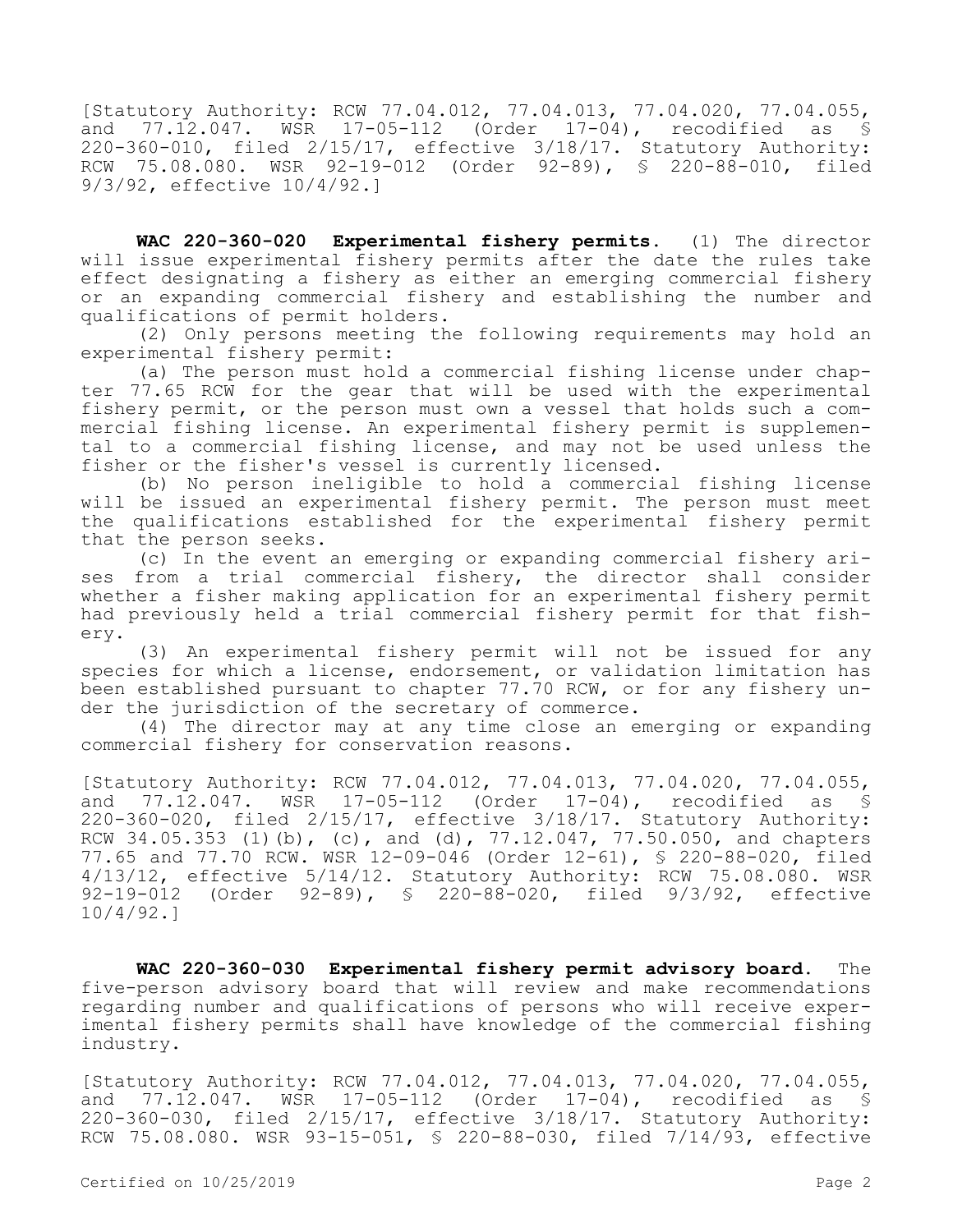[Statutory Authority: RCW 77.04.012, 77.04.013, 77.04.020, 77.04.055, and 77.12.047. WSR 17-05-112 (Order 17-04), recodified as § 220-360-010, filed 2/15/17, effective 3/18/17. Statutory Authority: RCW 75.08.080. WSR 92-19-012 (Order 92-89), § 220-88-010, filed 9/3/92, effective 10/4/92.]

**WAC 220-360-020 Experimental fishery permits.** (1) The director will issue experimental fishery permits after the date the rules take effect designating a fishery as either an emerging commercial fishery or an expanding commercial fishery and establishing the number and qualifications of permit holders.

(2) Only persons meeting the following requirements may hold an experimental fishery permit:

(a) The person must hold a commercial fishing license under chapter 77.65 RCW for the gear that will be used with the experimental fishery permit, or the person must own a vessel that holds such a commercial fishing license. An experimental fishery permit is supplemental to a commercial fishing license, and may not be used unless the fisher or the fisher's vessel is currently licensed.

(b) No person ineligible to hold a commercial fishing license will be issued an experimental fishery permit. The person must meet the qualifications established for the experimental fishery permit that the person seeks.

(c) In the event an emerging or expanding commercial fishery arises from a trial commercial fishery, the director shall consider whether a fisher making application for an experimental fishery permit had previously held a trial commercial fishery permit for that fishery.

(3) An experimental fishery permit will not be issued for any species for which a license, endorsement, or validation limitation has been established pursuant to chapter 77.70 RCW, or for any fishery under the jurisdiction of the secretary of commerce.

(4) The director may at any time close an emerging or expanding commercial fishery for conservation reasons.

[Statutory Authority: RCW 77.04.012, 77.04.013, 77.04.020, 77.04.055, and 77.12.047. WSR 17-05-112 (Order 17-04), recodified as § 220-360-020, filed 2/15/17, effective 3/18/17. Statutory Authority: RCW 34.05.353 (1)(b), (c), and (d), 77.12.047, 77.50.050, and chapters 77.65 and 77.70 RCW. WSR 12-09-046 (Order 12-61), § 220-88-020, filed 4/13/12, effective 5/14/12. Statutory Authority: RCW 75.08.080. WSR 92-19-012 (Order 92-89), § 220-88-020, filed 9/3/92, effective 10/4/92.]

**WAC 220-360-030 Experimental fishery permit advisory board.** The five-person advisory board that will review and make recommendations regarding number and qualifications of persons who will receive experimental fishery permits shall have knowledge of the commercial fishing industry.

[Statutory Authority: RCW 77.04.012, 77.04.013, 77.04.020, 77.04.055, and 77.12.047. WSR 17-05-112 (Order 17-04), recodified as § 220-360-030, filed 2/15/17, effective 3/18/17. Statutory Authority: RCW 75.08.080. WSR 93-15-051, § 220-88-030, filed 7/14/93, effective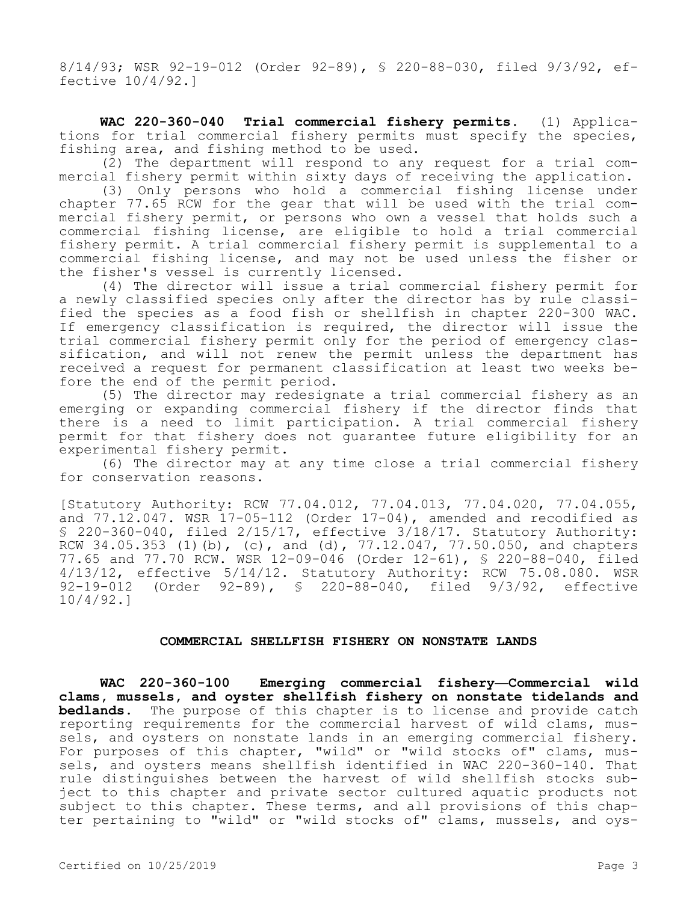8/14/93; WSR 92-19-012 (Order 92-89), § 220-88-030, filed 9/3/92, effective 10/4/92.]

**WAC 220-360-040 Trial commercial fishery permits.** (1) Applications for trial commercial fishery permits must specify the species, fishing area, and fishing method to be used.

(2) The department will respond to any request for a trial commercial fishery permit within sixty days of receiving the application.

(3) Only persons who hold a commercial fishing license under chapter 77.65 RCW for the gear that will be used with the trial commercial fishery permit, or persons who own a vessel that holds such a commercial fishing license, are eligible to hold a trial commercial fishery permit. A trial commercial fishery permit is supplemental to a commercial fishing license, and may not be used unless the fisher or the fisher's vessel is currently licensed.

(4) The director will issue a trial commercial fishery permit for a newly classified species only after the director has by rule classified the species as a food fish or shellfish in chapter 220-300 WAC. If emergency classification is required, the director will issue the trial commercial fishery permit only for the period of emergency classification, and will not renew the permit unless the department has received a request for permanent classification at least two weeks before the end of the permit period.

(5) The director may redesignate a trial commercial fishery as an emerging or expanding commercial fishery if the director finds that there is a need to limit participation. A trial commercial fishery permit for that fishery does not guarantee future eligibility for an experimental fishery permit.

(6) The director may at any time close a trial commercial fishery for conservation reasons.

[Statutory Authority: RCW 77.04.012, 77.04.013, 77.04.020, 77.04.055, and 77.12.047. WSR 17-05-112 (Order 17-04), amended and recodified as § 220-360-040, filed 2/15/17, effective 3/18/17. Statutory Authority: RCW 34.05.353 (1)(b), (c), and (d), 77.12.047, 77.50.050, and chapters 77.65 and 77.70 RCW. WSR 12-09-046 (Order 12-61), § 220-88-040, filed 4/13/12, effective 5/14/12. Statutory Authority: RCW 75.08.080. WSR 92-19-012 (Order 92-89), § 220-88-040, filed 9/3/92, effective 10/4/92.]

## COMMERCIAL SHELLFISH FISHERY ON NONSTATE LANDS

**WAC 220-360-100 Emerging commercial fishery—Commercial wild clams, mussels, and oyster shellfish fishery on nonstate tidelands and bedlands.** The purpose of this chapter is to license and provide catch reporting requirements for the commercial harvest of wild clams, mussels, and oysters on nonstate lands in an emerging commercial fishery. For purposes of this chapter, "wild" or "wild stocks of" clams, mussels, and oysters means shellfish identified in WAC 220-360-140. That rule distinguishes between the harvest of wild shellfish stocks subject to this chapter and private sector cultured aquatic products not subject to this chapter. These terms, and all provisions of this chapter pertaining to "wild" or "wild stocks of" clams, mussels, and oys-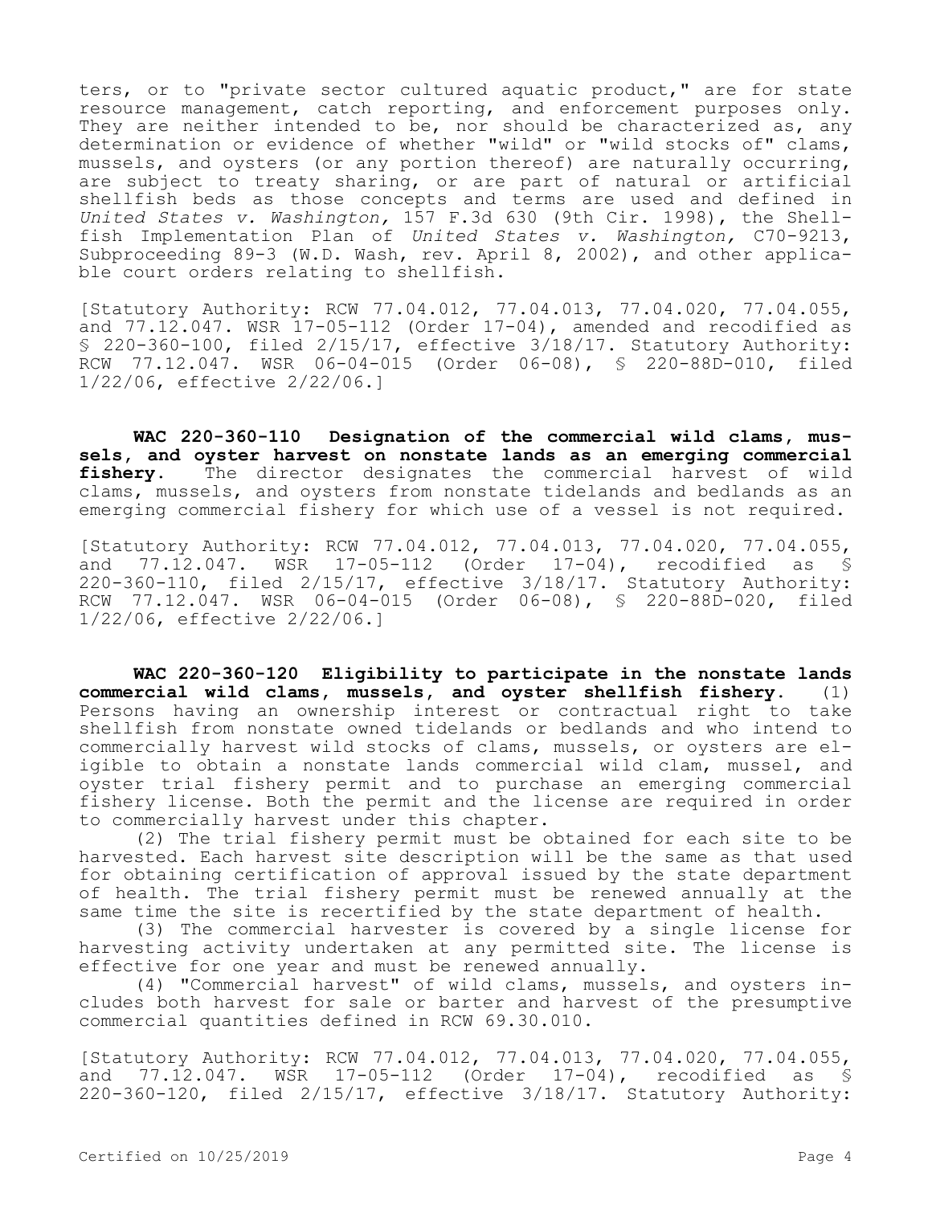ters, or to "private sector cultured aquatic product," are for state resource management, catch reporting, and enforcement purposes only. They are neither intended to be, nor should be characterized as, any determination or evidence of whether "wild" or "wild stocks of" clams, mussels, and oysters (or any portion thereof) are naturally occurring, are subject to treaty sharing, or are part of natural or artificial shellfish beds as those concepts and terms are used and defined in *United States v. Washington,* 157 F.3d 630 (9th Cir. 1998), the Shellfish Implementation Plan of *United States v. Washington,* C70-9213, Subproceeding 89-3 (W.D. Wash, rev. April 8, 2002), and other applicable court orders relating to shellfish.

[Statutory Authority: RCW 77.04.012, 77.04.013, 77.04.020, 77.04.055, and 77.12.047. WSR 17-05-112 (Order 17-04), amended and recodified as § 220-360-100, filed 2/15/17, effective 3/18/17. Statutory Authority: RCW 77.12.047. WSR 06-04-015 (Order 06-08), § 220-88D-010, filed 1/22/06, effective 2/22/06.]

**WAC 220-360-110 Designation of the commercial wild clams, mussels, and oyster harvest on nonstate lands as an emerging commercial fishery.** The director designates the commercial harvest of wild clams, mussels, and oysters from nonstate tidelands and bedlands as an emerging commercial fishery for which use of a vessel is not required.

[Statutory Authority: RCW 77.04.012, 77.04.013, 77.04.020, 77.04.055, and 77.12.047. WSR 17-05-112 (Order 17-04), recodified as § 220-360-110, filed 2/15/17, effective 3/18/17. Statutory Authority: RCW 77.12.047. WSR 06-04-015 (Order 06-08), § 220-88D-020, filed 1/22/06, effective 2/22/06.]

**WAC 220-360-120 Eligibility to participate in the nonstate lands commercial wild clams, mussels, and oyster shellfish fishery.** (1) Persons having an ownership interest or contractual right to take shellfish from nonstate owned tidelands or bedlands and who intend to commercially harvest wild stocks of clams, mussels, or oysters are eligible to obtain a nonstate lands commercial wild clam, mussel, and oyster trial fishery permit and to purchase an emerging commercial fishery license. Both the permit and the license are required in order to commercially harvest under this chapter.

(2) The trial fishery permit must be obtained for each site to be harvested. Each harvest site description will be the same as that used for obtaining certification of approval issued by the state department of health. The trial fishery permit must be renewed annually at the same time the site is recertified by the state department of health.

(3) The commercial harvester is covered by a single license for harvesting activity undertaken at any permitted site. The license is effective for one year and must be renewed annually.

(4) "Commercial harvest" of wild clams, mussels, and oysters includes both harvest for sale or barter and harvest of the presumptive commercial quantities defined in RCW 69.30.010.

[Statutory Authority: RCW 77.04.012, 77.04.013, 77.04.020, 77.04.055, and 77.12.047. WSR 17-05-112 (Order 17-04), recodified as § 220-360-120, filed 2/15/17, effective 3/18/17. Statutory Authority: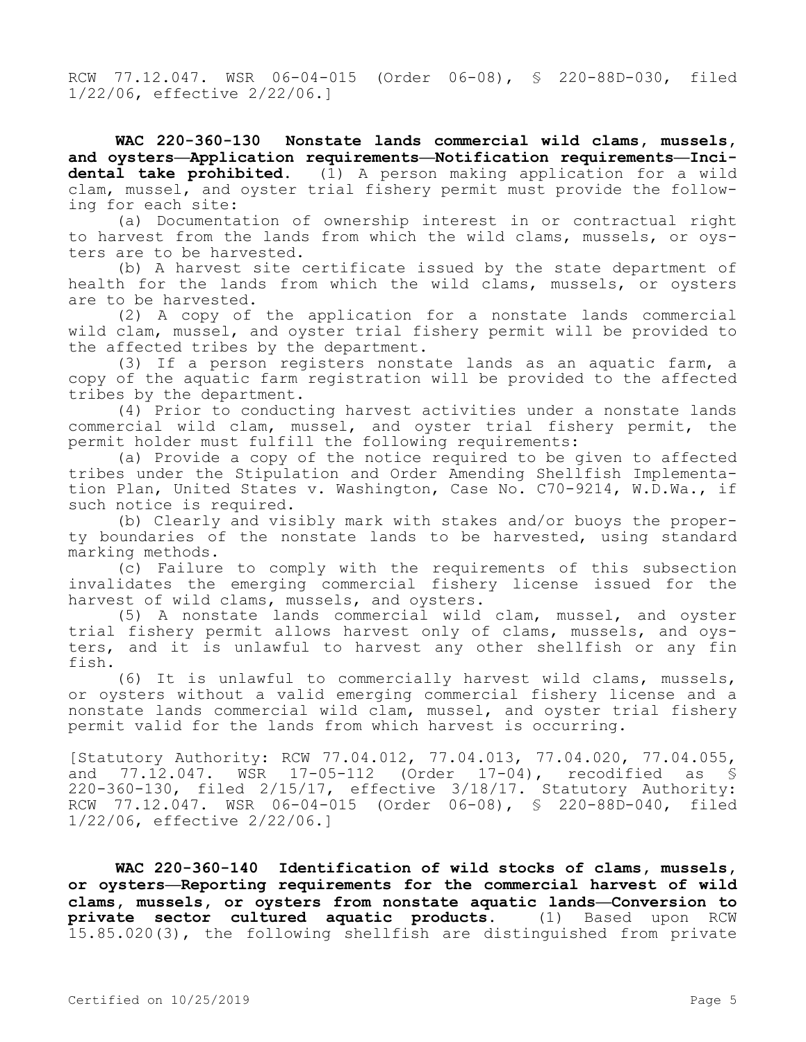RCW 77.12.047. WSR 06-04-015 (Order 06-08), § 220-88D-030, filed 1/22/06, effective 2/22/06.]

**WAC 220-360-130 Nonstate lands commercial wild clams, mussels, and oysters—Application requirements—Notification requirements—Incidental take prohibited.** (1) A person making application for a wild clam, mussel, and oyster trial fishery permit must provide the following for each site:

(a) Documentation of ownership interest in or contractual right to harvest from the lands from which the wild clams, mussels, or oysters are to be harvested.

(b) A harvest site certificate issued by the state department of health for the lands from which the wild clams, mussels, or oysters are to be harvested.

(2) A copy of the application for a nonstate lands commercial wild clam, mussel, and oyster trial fishery permit will be provided to the affected tribes by the department.

(3) If a person registers nonstate lands as an aquatic farm, a copy of the aquatic farm registration will be provided to the affected tribes by the department.

(4) Prior to conducting harvest activities under a nonstate lands commercial wild clam, mussel, and oyster trial fishery permit, the permit holder must fulfill the following requirements:

(a) Provide a copy of the notice required to be given to affected tribes under the Stipulation and Order Amending Shellfish Implementation Plan, United States v. Washington, Case No. C70-9214, W.D.Wa., if such notice is required.

(b) Clearly and visibly mark with stakes and/or buoys the property boundaries of the nonstate lands to be harvested, using standard marking methods.

(c) Failure to comply with the requirements of this subsection invalidates the emerging commercial fishery license issued for the harvest of wild clams, mussels, and oysters.

(5) A nonstate lands commercial wild clam, mussel, and oyster trial fishery permit allows harvest only of clams, mussels, and oysters, and it is unlawful to harvest any other shellfish or any fin fish.

(6) It is unlawful to commercially harvest wild clams, mussels, or oysters without a valid emerging commercial fishery license and a nonstate lands commercial wild clam, mussel, and oyster trial fishery permit valid for the lands from which harvest is occurring.

[Statutory Authority: RCW 77.04.012, 77.04.013, 77.04.020, 77.04.055, and 77.12.047. WSR 17-05-112 (Order 17-04), recodified as § 220-360-130, filed 2/15/17, effective 3/18/17. Statutory Authority: RCW 77.12.047. WSR 06-04-015 (Order 06-08), § 220-88D-040, filed 1/22/06, effective 2/22/06.]

**WAC 220-360-140 Identification of wild stocks of clams, mussels, or oysters—Reporting requirements for the commercial harvest of wild clams, mussels, or oysters from nonstate aquatic lands—Conversion to private sector cultured aquatic products.** (1) Based upon RCW 15.85.020(3), the following shellfish are distinguished from private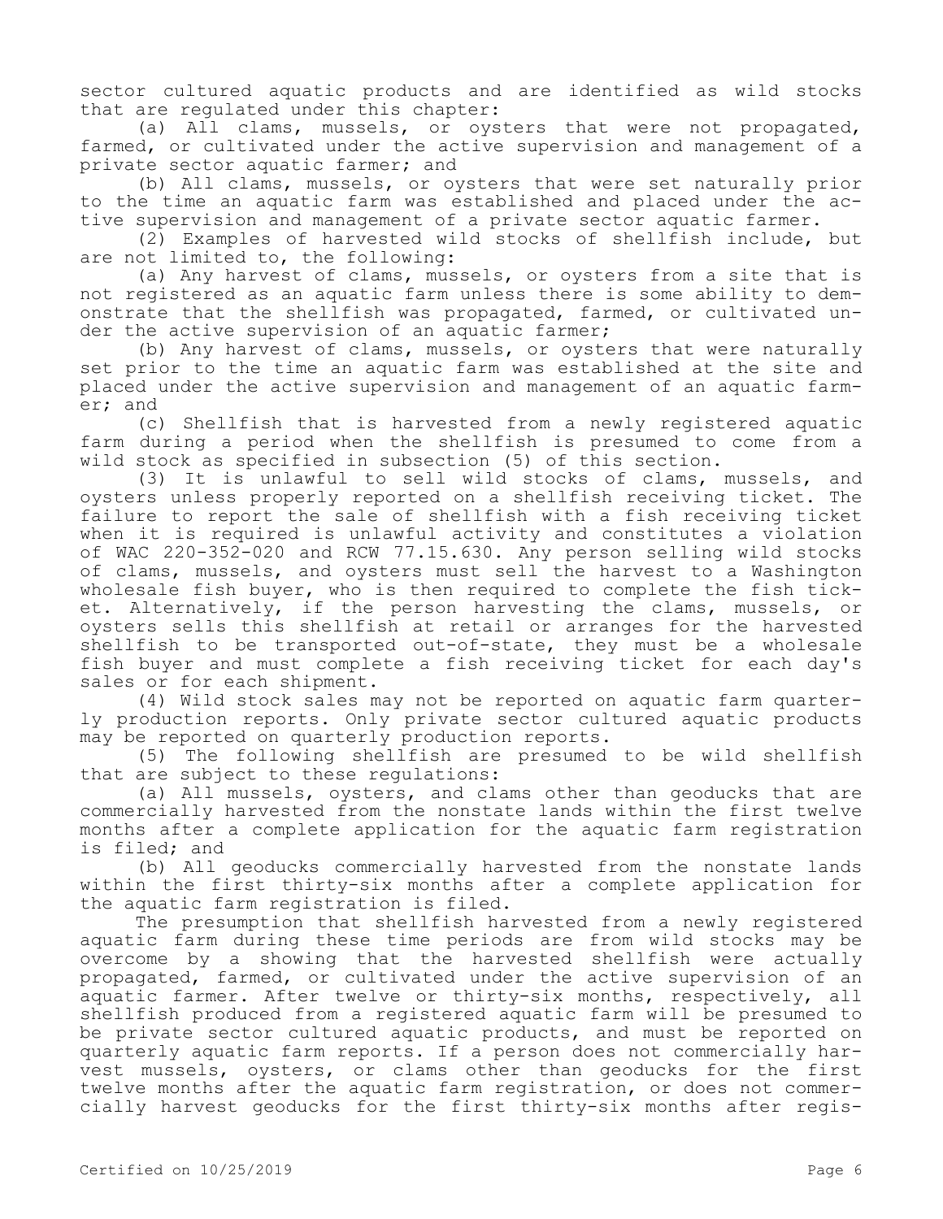sector cultured aquatic products and are identified as wild stocks that are regulated under this chapter:

(a) All clams, mussels, or oysters that were not propagated, farmed, or cultivated under the active supervision and management of a private sector aquatic farmer; and

(b) All clams, mussels, or oysters that were set naturally prior to the time an aquatic farm was established and placed under the active supervision and management of a private sector aquatic farmer.

(2) Examples of harvested wild stocks of shellfish include, but are not limited to, the following:

(a) Any harvest of clams, mussels, or oysters from a site that is not registered as an aquatic farm unless there is some ability to demonstrate that the shellfish was propagated, farmed, or cultivated under the active supervision of an aquatic farmer;

(b) Any harvest of clams, mussels, or oysters that were naturally set prior to the time an aquatic farm was established at the site and placed under the active supervision and management of an aquatic farmer; and

(c) Shellfish that is harvested from a newly registered aquatic farm during a period when the shellfish is presumed to come from a wild stock as specified in subsection (5) of this section.

(3) It is unlawful to sell wild stocks of clams, mussels, and oysters unless properly reported on a shellfish receiving ticket. The failure to report the sale of shellfish with a fish receiving ticket when it is required is unlawful activity and constitutes a violation of WAC 220-352-020 and RCW 77.15.630. Any person selling wild stocks of clams, mussels, and oysters must sell the harvest to a Washington wholesale fish buyer, who is then required to complete the fish ticket. Alternatively, if the person harvesting the clams, mussels, or oysters sells this shellfish at retail or arranges for the harvested shellfish to be transported out-of-state, they must be a wholesale fish buyer and must complete a fish receiving ticket for each day's sales or for each shipment.

(4) Wild stock sales may not be reported on aquatic farm quarterly production reports. Only private sector cultured aquatic products may be reported on quarterly production reports.

(5) The following shellfish are presumed to be wild shellfish that are subject to these regulations:

(a) All mussels, oysters, and clams other than geoducks that are commercially harvested from the nonstate lands within the first twelve months after a complete application for the aquatic farm registration is filed; and

(b) All geoducks commercially harvested from the nonstate lands within the first thirty-six months after a complete application for the aquatic farm registration is filed.

The presumption that shellfish harvested from a newly registered aquatic farm during these time periods are from wild stocks may be overcome by a showing that the harvested shellfish were actually propagated, farmed, or cultivated under the active supervision of an aquatic farmer. After twelve or thirty-six months, respectively, all shellfish produced from a registered aquatic farm will be presumed to be private sector cultured aquatic products, and must be reported on quarterly aquatic farm reports. If a person does not commercially harvest mussels, oysters, or clams other than geoducks for the first twelve months after the aquatic farm registration, or does not commercially harvest geoducks for the first thirty-six months after regis-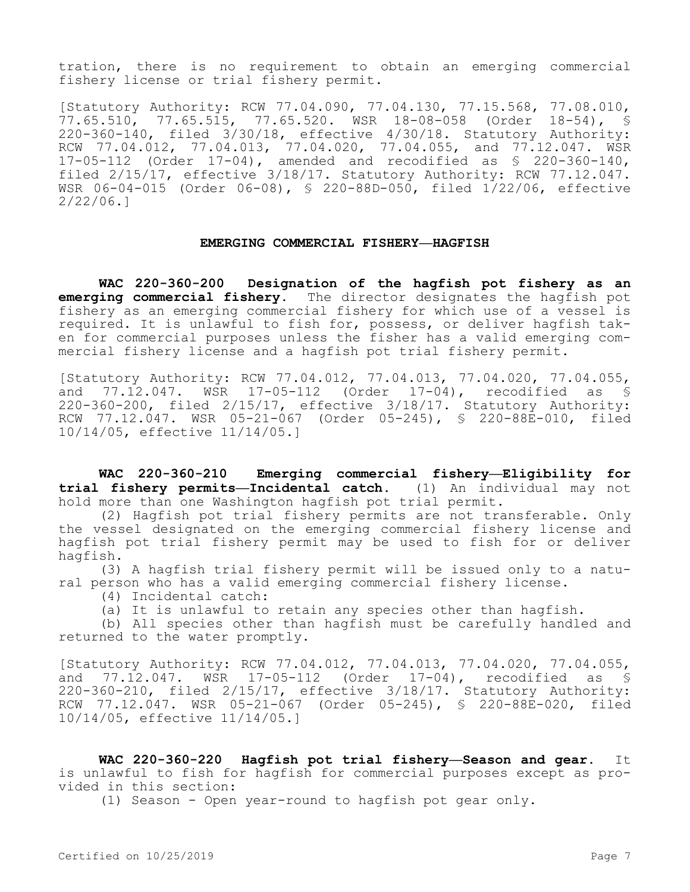tration, there is no requirement to obtain an emerging commercial fishery license or trial fishery permit.

[Statutory Authority: RCW 77.04.090, 77.04.130, 77.15.568, 77.08.010, 77.65.510, 77.65.515, 77.65.520. WSR 18-08-058 (Order 18-54), § 220-360-140, filed 3/30/18, effective 4/30/18. Statutory Authority: RCW 77.04.012, 77.04.013, 77.04.020, 77.04.055, and 77.12.047. WSR 17-05-112 (Order 17-04), amended and recodified as § 220-360-140, filed 2/15/17, effective 3/18/17. Statutory Authority: RCW 77.12.047. WSR 06-04-015 (Order 06-08), § 220-88D-050, filed 1/22/06, effective 2/22/06.]

## EMERGING COMMERCIAL FISHERY—HAGFISH

**WAC 220-360-200 Designation of the hagfish pot fishery as an emerging commercial fishery.** The director designates the hagfish pot fishery as an emerging commercial fishery for which use of a vessel is required. It is unlawful to fish for, possess, or deliver hagfish taken for commercial purposes unless the fisher has a valid emerging commercial fishery license and a hagfish pot trial fishery permit.

[Statutory Authority: RCW 77.04.012, 77.04.013, 77.04.020, 77.04.055, and 77.12.047. WSR 17-05-112 (Order 17-04), recodified as § 220-360-200, filed 2/15/17, effective 3/18/17. Statutory Authority: RCW 77.12.047. WSR 05-21-067 (Order 05-245), § 220-88E-010, filed 10/14/05, effective 11/14/05.]

**WAC 220-360-210 Emerging commercial fishery—Eligibility for trial fishery permits—Incidental catch.** (1) An individual may not hold more than one Washington hagfish pot trial permit.

(2) Hagfish pot trial fishery permits are not transferable. Only the vessel designated on the emerging commercial fishery license and hagfish pot trial fishery permit may be used to fish for or deliver hagfish.

(3) A hagfish trial fishery permit will be issued only to a natural person who has a valid emerging commercial fishery license.

(4) Incidental catch:

(a) It is unlawful to retain any species other than hagfish.

(b) All species other than hagfish must be carefully handled and returned to the water promptly.

[Statutory Authority: RCW 77.04.012, 77.04.013, 77.04.020, 77.04.055, and 77.12.047. WSR 17-05-112 (Order 17-04), recodified as § 220-360-210, filed 2/15/17, effective 3/18/17. Statutory Authority: RCW 77.12.047. WSR 05-21-067 (Order 05-245), § 220-88E-020, filed 10/14/05, effective 11/14/05.]

**WAC 220-360-220 Hagfish pot trial fishery—Season and gear.** It is unlawful to fish for hagfish for commercial purposes except as provided in this section:

(1) Season - Open year-round to hagfish pot gear only.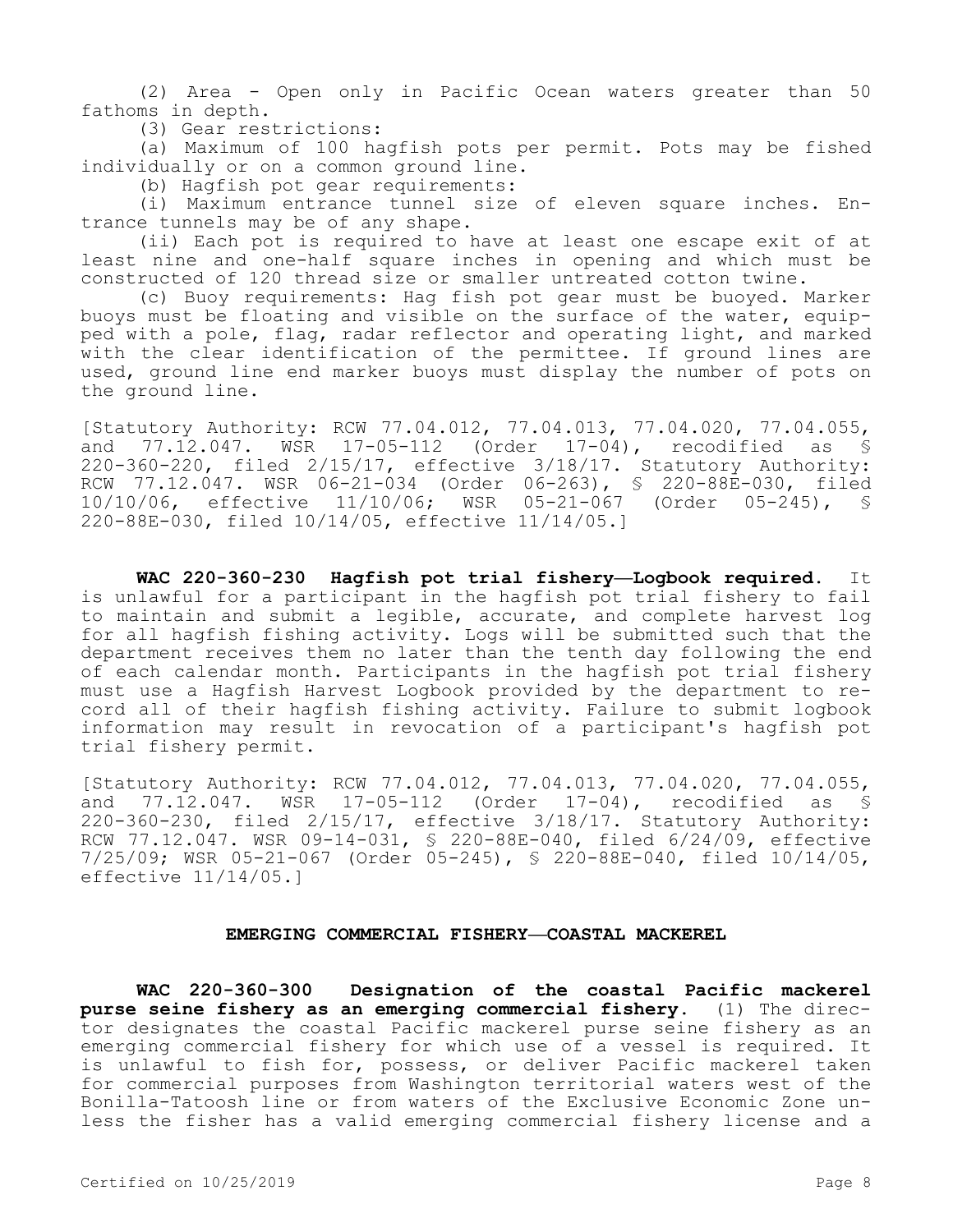(2) Area - Open only in Pacific Ocean waters greater than 50 fathoms in depth.

(3) Gear restrictions:

(a) Maximum of 100 hagfish pots per permit. Pots may be fished individually or on a common ground line.

(b) Hagfish pot gear requirements:

(i) Maximum entrance tunnel size of eleven square inches. Entrance tunnels may be of any shape.

(ii) Each pot is required to have at least one escape exit of at least nine and one-half square inches in opening and which must be constructed of 120 thread size or smaller untreated cotton twine.

(c) Buoy requirements: Hag fish pot gear must be buoyed. Marker buoys must be floating and visible on the surface of the water, equipped with a pole, flag, radar reflector and operating light, and marked with the clear identification of the permittee. If ground lines are used, ground line end marker buoys must display the number of pots on the ground line.

[Statutory Authority: RCW 77.04.012, 77.04.013, 77.04.020, 77.04.055, and 77.12.047. WSR 17-05-112 (Order 17-04), recodified as § 220-360-220, filed 2/15/17, effective 3/18/17. Statutory Authority: RCW 77.12.047. WSR 06-21-034 (Order 06-263), § 220-88E-030, filed 10/10/06, effective 11/10/06; WSR 05-21-067 (Order 05-245), § 220-88E-030, filed 10/14/05, effective 11/14/05.]

**WAC 220-360-230 Hagfish pot trial fishery—Logbook required.** It is unlawful for a participant in the hagfish pot trial fishery to fail to maintain and submit a legible, accurate, and complete harvest log for all hagfish fishing activity. Logs will be submitted such that the department receives them no later than the tenth day following the end of each calendar month. Participants in the hagfish pot trial fishery must use a Hagfish Harvest Logbook provided by the department to record all of their hagfish fishing activity. Failure to submit logbook information may result in revocation of a participant's hagfish pot trial fishery permit.

[Statutory Authority: RCW 77.04.012, 77.04.013, 77.04.020, 77.04.055, and 77.12.047. WSR 17-05-112 (Order 17-04), recodified as § 220-360-230, filed 2/15/17, effective 3/18/17. Statutory Authority: RCW 77.12.047. WSR 09-14-031, § 220-88E-040, filed 6/24/09, effective 7/25/09; WSR 05-21-067 (Order 05-245), § 220-88E-040, filed 10/14/05, effective 11/14/05.]

## EMERGING COMMERCIAL FISHERY—COASTAL MACKEREL

**WAC 220-360-300 Designation of the coastal Pacific mackerel purse seine fishery as an emerging commercial fishery.** (1) The director designates the coastal Pacific mackerel purse seine fishery as an emerging commercial fishery for which use of a vessel is required. It is unlawful to fish for, possess, or deliver Pacific mackerel taken for commercial purposes from Washington territorial waters west of the Bonilla-Tatoosh line or from waters of the Exclusive Economic Zone unless the fisher has a valid emerging commercial fishery license and a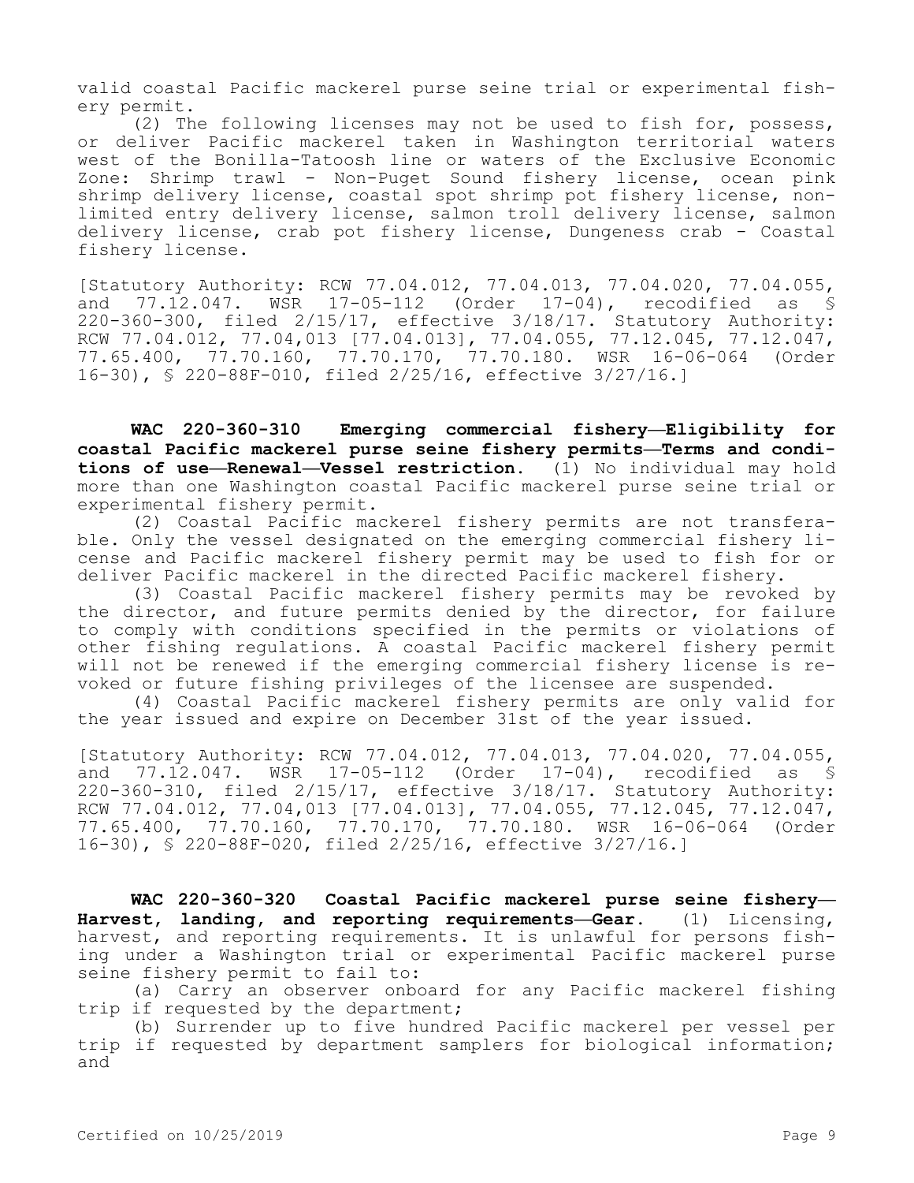valid coastal Pacific mackerel purse seine trial or experimental fishery permit.

(2) The following licenses may not be used to fish for, possess, or deliver Pacific mackerel taken in Washington territorial waters west of the Bonilla-Tatoosh line or waters of the Exclusive Economic Zone: Shrimp trawl - Non-Puget Sound fishery license, ocean pink shrimp delivery license, coastal spot shrimp pot fishery license, non-limited entry delivery license, salmon troll delivery license, salmon delivery license, crab pot fishery license, Dungeness crab - Coastal fishery license.

[Statutory Authority: RCW 77.04.012, 77.04.013, 77.04.020, 77.04.055, and 77.12.047. WSR 17-05-112 (Order 17-04), recodified as § 220-360-300, filed 2/15/17, effective 3/18/17. Statutory Authority: RCW 77.04.012, 77.04,013 [77.04.013], 77.04.055, 77.12.045, 77.12.047, 77.65.400, 77.70.160, 77.70.170, 77.70.180. WSR 16-06-064 (Order 16-30), § 220-88F-010, filed 2/25/16, effective 3/27/16.]

**WAC 220-360-310 Emerging commercial fishery—Eligibility for coastal Pacific mackerel purse seine fishery permits—Terms and conditions of use—Renewal—Vessel restriction.** (1) No individual may hold more than one Washington coastal Pacific mackerel purse seine trial or experimental fishery permit.

(2) Coastal Pacific mackerel fishery permits are not transferable. Only the vessel designated on the emerging commercial fishery license and Pacific mackerel fishery permit may be used to fish for or deliver Pacific mackerel in the directed Pacific mackerel fishery.

(3) Coastal Pacific mackerel fishery permits may be revoked by the director, and future permits denied by the director, for failure to comply with conditions specified in the permits or violations of other fishing regulations. A coastal Pacific mackerel fishery permit will not be renewed if the emerging commercial fishery license is revoked or future fishing privileges of the licensee are suspended.

(4) Coastal Pacific mackerel fishery permits are only valid for the year issued and expire on December 31st of the year issued.

[Statutory Authority: RCW 77.04.012, 77.04.013, 77.04.020, 77.04.055, and 77.12.047. WSR 17-05-112 (Order 17-04), recodified as § 220-360-310, filed 2/15/17, effective 3/18/17. Statutory Authority: RCW 77.04.012, 77.04,013 [77.04.013], 77.04.055, 77.12.045, 77.12.047, 77.65.400, 77.70.160, 77.70.170, 77.70.180. WSR 16-06-064 (Order 16-30), § 220-88F-020, filed 2/25/16, effective 3/27/16.]

**WAC 220-360-320 Coastal Pacific mackerel purse seine fishery—Harvest, landing, and reporting requirements—Gear.** (1) Licensing, harvest, and reporting requirements. It is unlawful for persons fishing under a Washington trial or experimental Pacific mackerel purse seine fishery permit to fail to:

(a) Carry an observer onboard for any Pacific mackerel fishing trip if requested by the department;

(b) Surrender up to five hundred Pacific mackerel per vessel per trip if requested by department samplers for biological information; and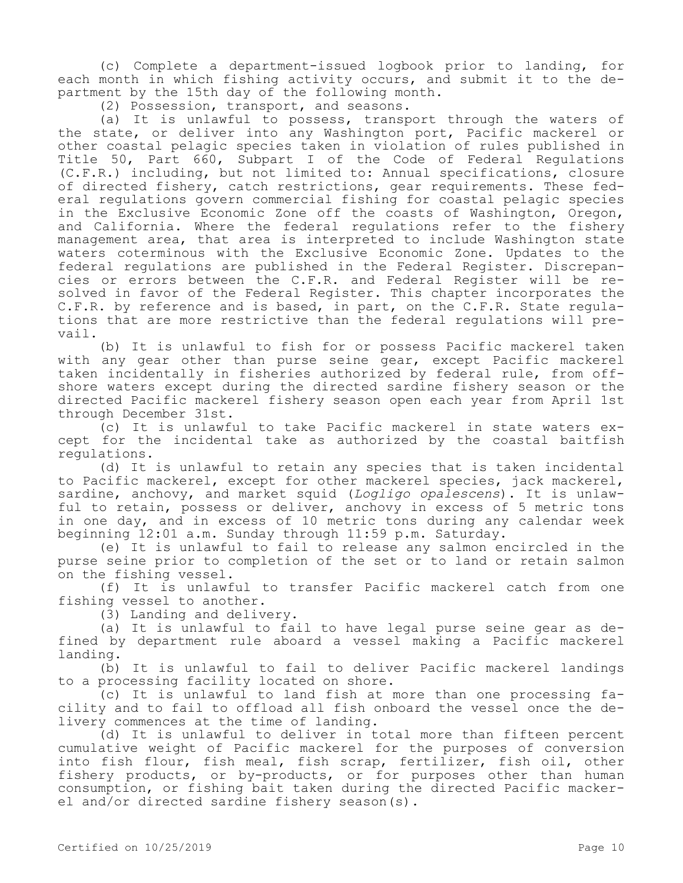(c) Complete a department-issued logbook prior to landing, for each month in which fishing activity occurs, and submit it to the department by the 15th day of the following month.

(2) Possession, transport, and seasons.

(a) It is unlawful to possess, transport through the waters of the state, or deliver into any Washington port, Pacific mackerel or other coastal pelagic species taken in violation of rules published in Title 50, Part 660, Subpart I of the Code of Federal Regulations (C.F.R.) including, but not limited to: Annual specifications, closure of directed fishery, catch restrictions, gear requirements. These federal regulations govern commercial fishing for coastal pelagic species in the Exclusive Economic Zone off the coasts of Washington, Oregon, and California. Where the federal regulations refer to the fishery management area, that area is interpreted to include Washington state waters coterminous with the Exclusive Economic Zone. Updates to the federal regulations are published in the Federal Register. Discrepancies or errors between the C.F.R. and Federal Register will be resolved in favor of the Federal Register. This chapter incorporates the C.F.R. by reference and is based, in part, on the C.F.R. State regulations that are more restrictive than the federal regulations will prevail.

(b) It is unlawful to fish for or possess Pacific mackerel taken with any gear other than purse seine gear, except Pacific mackerel taken incidentally in fisheries authorized by federal rule, from offshore waters except during the directed sardine fishery season or the directed Pacific mackerel fishery season open each year from April 1st through December 31st.

(c) It is unlawful to take Pacific mackerel in state waters except for the incidental take as authorized by the coastal baitfish regulations.

(d) It is unlawful to retain any species that is taken incidental to Pacific mackerel, except for other mackerel species, jack mackerel, sardine, anchovy, and market squid (*Logligo opalescens*). It is unlawful to retain, possess or deliver, anchovy in excess of 5 metric tons in one day, and in excess of 10 metric tons during any calendar week beginning 12:01 a.m. Sunday through 11:59 p.m. Saturday.

(e) It is unlawful to fail to release any salmon encircled in the purse seine prior to completion of the set or to land or retain salmon on the fishing vessel.

(f) It is unlawful to transfer Pacific mackerel catch from one fishing vessel to another.

(3) Landing and delivery.

(a) It is unlawful to fail to have legal purse seine gear as defined by department rule aboard a vessel making a Pacific mackerel landing.

(b) It is unlawful to fail to deliver Pacific mackerel landings to a processing facility located on shore.

(c) It is unlawful to land fish at more than one processing facility and to fail to offload all fish onboard the vessel once the delivery commences at the time of landing.

(d) It is unlawful to deliver in total more than fifteen percent cumulative weight of Pacific mackerel for the purposes of conversion into fish flour, fish meal, fish scrap, fertilizer, fish oil, other fishery products, or by-products, or for purposes other than human consumption, or fishing bait taken during the directed Pacific mackerel and/or directed sardine fishery season(s).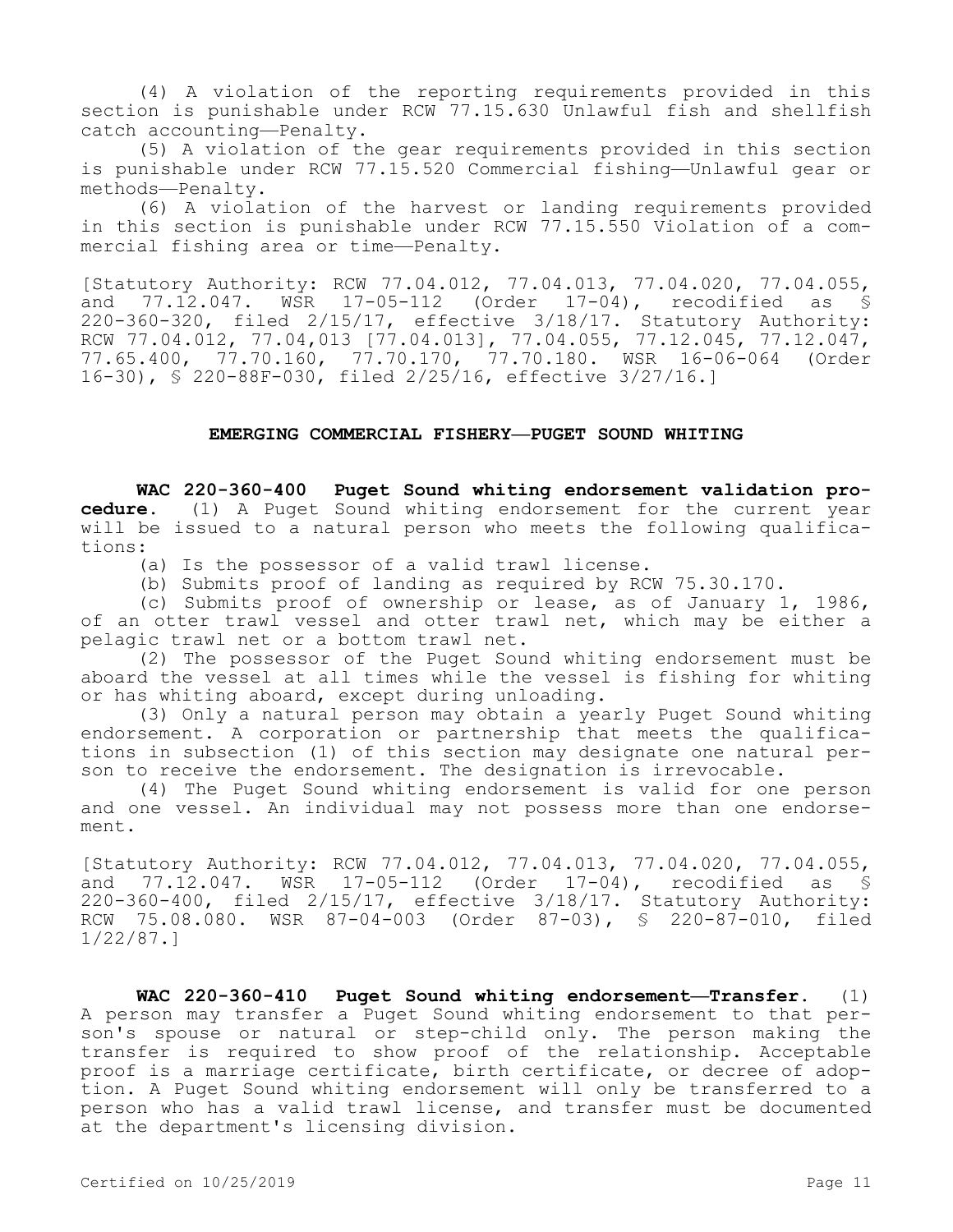(4) A violation of the reporting requirements provided in this section is punishable under RCW 77.15.630 Unlawful fish and shellfish catch accounting—Penalty.

(5) A violation of the gear requirements provided in this section is punishable under RCW 77.15.520 Commercial fishing—Unlawful gear or methods—Penalty.

(6) A violation of the harvest or landing requirements provided in this section is punishable under RCW 77.15.550 Violation of a commercial fishing area or time—Penalty.

[Statutory Authority: RCW 77.04.012, 77.04.013, 77.04.020, 77.04.055, and 77.12.047. WSR 17-05-112 (Order 17-04), recodified as § 220-360-320, filed 2/15/17, effective 3/18/17. Statutory Authority: RCW 77.04.012, 77.04,013 [77.04.013], 77.04.055, 77.12.045, 77.12.047, 77.65.400, 77.70.160, 77.70.170, 77.70.180. WSR 16-06-064 (Order 16-30), § 220-88F-030, filed 2/25/16, effective 3/27/16.]

## EMERGING COMMERCIAL FISHERY—PUGET SOUND WHITING

**WAC 220-360-400 Puget Sound whiting endorsement validation procedure.** (1) A Puget Sound whiting endorsement for the current year will be issued to a natural person who meets the following qualifications:

(a) Is the possessor of a valid trawl license.

(b) Submits proof of landing as required by RCW 75.30.170.

(c) Submits proof of ownership or lease, as of January 1, 1986, of an otter trawl vessel and otter trawl net, which may be either a pelagic trawl net or a bottom trawl net.

(2) The possessor of the Puget Sound whiting endorsement must be aboard the vessel at all times while the vessel is fishing for whiting or has whiting aboard, except during unloading.

(3) Only a natural person may obtain a yearly Puget Sound whiting endorsement. A corporation or partnership that meets the qualifications in subsection (1) of this section may designate one natural person to receive the endorsement. The designation is irrevocable.

(4) The Puget Sound whiting endorsement is valid for one person and one vessel. An individual may not possess more than one endorsement.

[Statutory Authority: RCW 77.04.012, 77.04.013, 77.04.020, 77.04.055, and 77.12.047. WSR 17-05-112 (Order 17-04), recodified as § 220-360-400, filed 2/15/17, effective 3/18/17. Statutory Authority: RCW 75.08.080. WSR 87-04-003 (Order 87-03), § 220-87-010, filed 1/22/87.]

**WAC 220-360-410 Puget Sound whiting endorsement—Transfer.** (1) A person may transfer a Puget Sound whiting endorsement to that person's spouse or natural or step-child only. The person making the transfer is required to show proof of the relationship. Acceptable proof is a marriage certificate, birth certificate, or decree of adoption. A Puget Sound whiting endorsement will only be transferred to a person who has a valid trawl license, and transfer must be documented at the department's licensing division.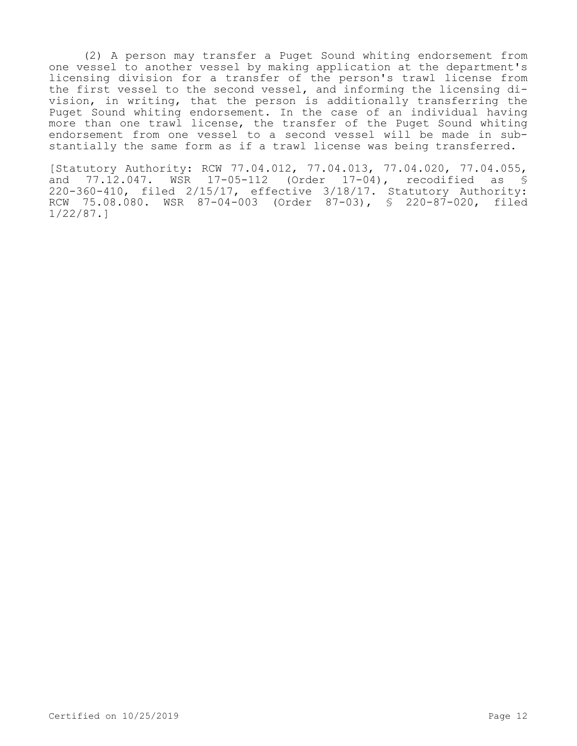(2) A person may transfer a Puget Sound whiting endorsement from one vessel to another vessel by making application at the department's licensing division for a transfer of the person's trawl license from the first vessel to the second vessel, and informing the licensing division, in writing, that the person is additionally transferring the Puget Sound whiting endorsement. In the case of an individual having more than one trawl license, the transfer of the Puget Sound whiting endorsement from one vessel to a second vessel will be made in substantially the same form as if a trawl license was being transferred.

[Statutory Authority: RCW 77.04.012, 77.04.013, 77.04.020, 77.04.055, and 77.12.047. WSR 17-05-112 (Order 17-04), recodified as § 220-360-410, filed 2/15/17, effective 3/18/17. Statutory Authority: RCW 75.08.080. WSR 87-04-003 (Order 87-03), § 220-87-020, filed 1/22/87.]